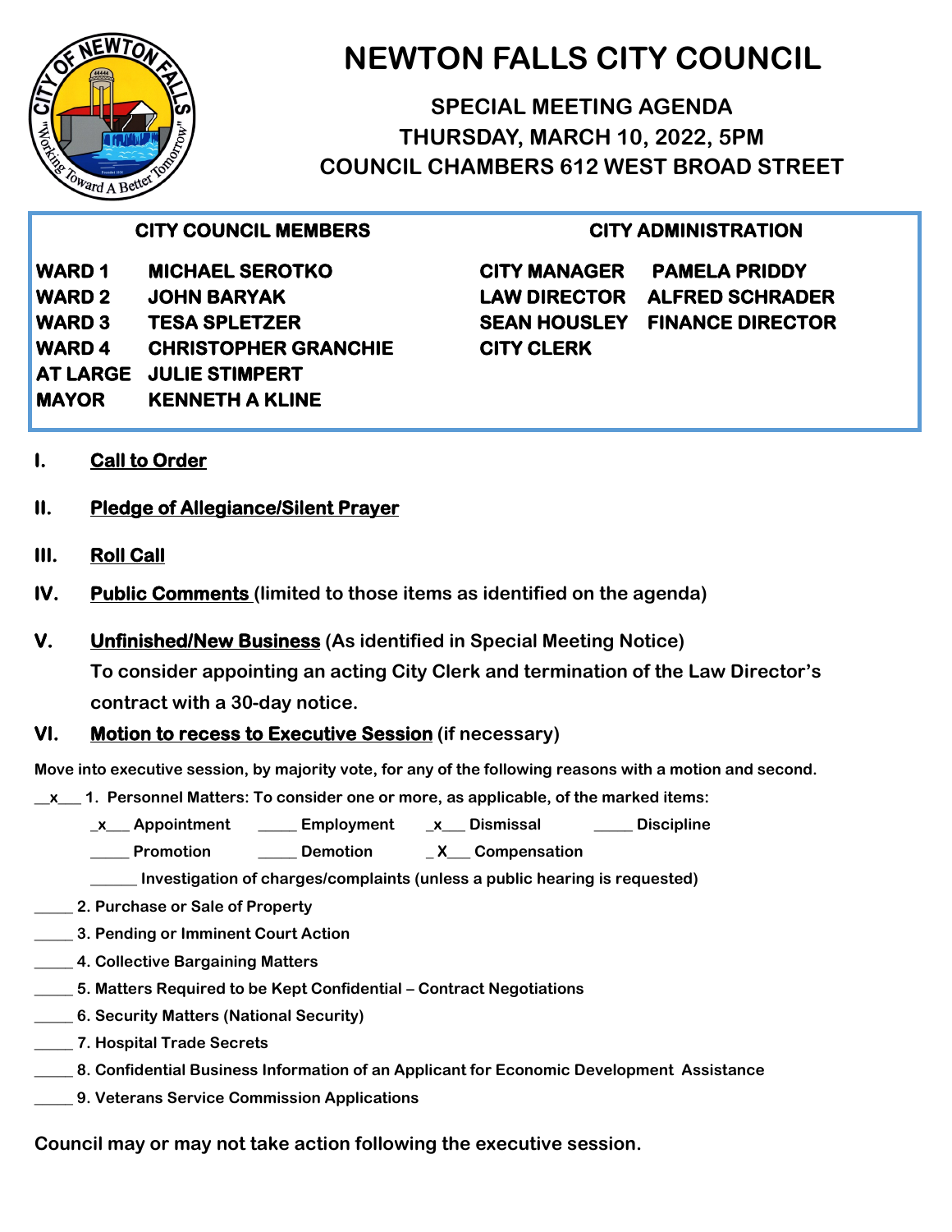# NEWTON FALLS CITY COUNCIL

## SPECIAL MEETING AGENDA
## THURSDAY, MARCH 10, 2022, 5PM
## COUNCIL CHAMBERS 612 WEST BROAD STREET

| CITY COUNCIL MEMBERS | | CITY ADMINISTRATION | |
|---|---|---|---|
| WARD 1 | MICHAEL SEROTKO | CITY MANAGER | PAMELA PRIDDY |
| WARD 2 | JOHN BARYAK | LAW DIRECTOR | ALFRED SCHRADER |
| WARD 3 | TESA SPLETZER | SEAN HOUSLEY | FINANCE DIRECTOR |
| WARD 4 | CHRISTOPHER GRANCHIE | CITY CLERK | |
| AT LARGE | JULIE STIMPERT | | |
| MAYOR | KENNETH A KLINE | | |

**I. Call to Order**

**II. Pledge of Allegiance/Silent Prayer**

**III. Roll Call**

**IV. Public Comments** (limited to those items as identified on the agenda)

**V. Unfinished/New Business** (As identified in Special Meeting Notice)
To consider appointing an acting City Clerk and termination of the Law Director's contract with a 30-day notice.

**VI. Motion to recess to Executive Session** (if necessary)

Move into executive session, by majority vote, for any of the following reasons with a motion and second.

__x___ 1. Personnel Matters: To consider one or more, as applicable, of the marked items:

- _x___ Appointment
- _____ Employment
- _x___ Dismissal
- _____ Discipline
- _____ Promotion
- _____ Demotion
- _ X___ Compensation
- ______ Investigation of charges/complaints (unless a public hearing is requested)

_____ 2. Purchase or Sale of Property

_____ 3. Pending or Imminent Court Action

_____ 4. Collective Bargaining Matters

_____ 5. Matters Required to be Kept Confidential – Contract Negotiations

_____ 6. Security Matters (National Security)

_____ 7. Hospital Trade Secrets

_____ 8. Confidential Business Information of an Applicant for Economic Development Assistance

_____ 9. Veterans Service Commission Applications

Council may or may not take action following the executive session.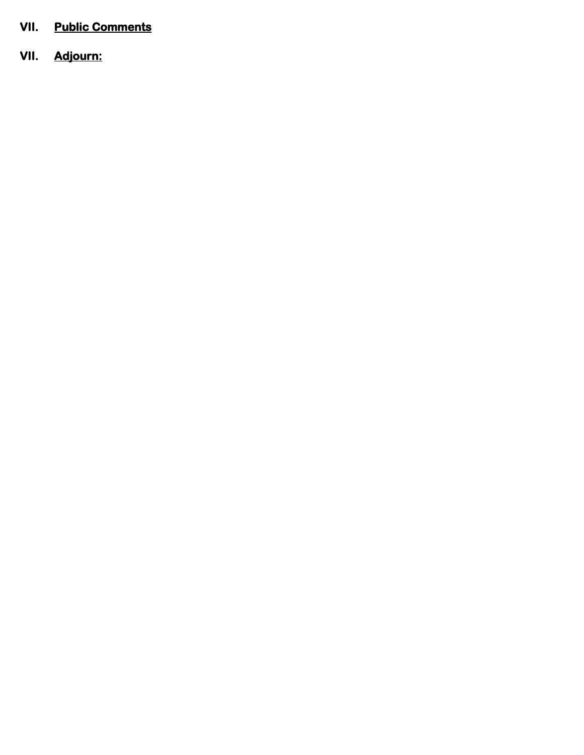**VII.** **<u>Public Comments</u>**

**VII.** **<u>Adjourn:</u>**